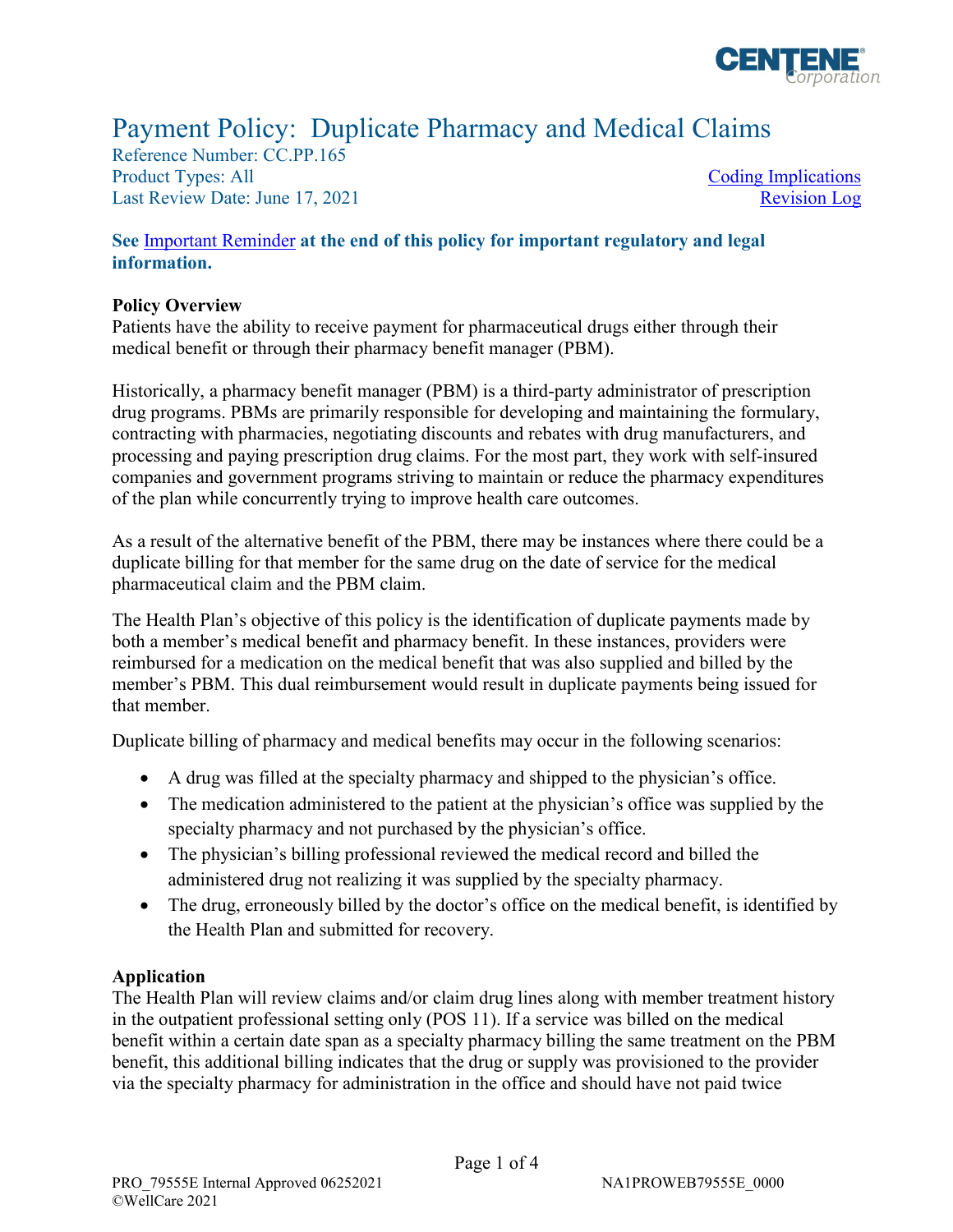# Payment Policy: Duplicate Pharmacy and Medical Claims

Reference Number: CC.PP.165
Product Types: All
Last Review Date: June 17, 2021

Coding Implications
Revision Log

**See Important Reminder at the end of this policy for important regulatory and legal information.**

## Policy Overview

Patients have the ability to receive payment for pharmaceutical drugs either through their medical benefit or through their pharmacy benefit manager (PBM).

Historically, a pharmacy benefit manager (PBM) is a third-party administrator of prescription drug programs. PBMs are primarily responsible for developing and maintaining the formulary, contracting with pharmacies, negotiating discounts and rebates with drug manufacturers, and processing and paying prescription drug claims. For the most part, they work with self-insured companies and government programs striving to maintain or reduce the pharmacy expenditures of the plan while concurrently trying to improve health care outcomes.

As a result of the alternative benefit of the PBM, there may be instances where there could be a duplicate billing for that member for the same drug on the date of service for the medical pharmaceutical claim and the PBM claim.

The Health Plan's objective of this policy is the identification of duplicate payments made by both a member's medical benefit and pharmacy benefit. In these instances, providers were reimbursed for a medication on the medical benefit that was also supplied and billed by the member's PBM. This dual reimbursement would result in duplicate payments being issued for that member.

Duplicate billing of pharmacy and medical benefits may occur in the following scenarios:

- A drug was filled at the specialty pharmacy and shipped to the physician's office.
- The medication administered to the patient at the physician's office was supplied by the specialty pharmacy and not purchased by the physician's office.
- The physician's billing professional reviewed the medical record and billed the administered drug not realizing it was supplied by the specialty pharmacy.
- The drug, erroneously billed by the doctor's office on the medical benefit, is identified by the Health Plan and submitted for recovery.

## Application

The Health Plan will review claims and/or claim drug lines along with member treatment history in the outpatient professional setting only (POS 11). If a service was billed on the medical benefit within a certain date span as a specialty pharmacy billing the same treatment on the PBM benefit, this additional billing indicates that the drug or supply was provisioned to the provider via the specialty pharmacy for administration in the office and should have not paid twice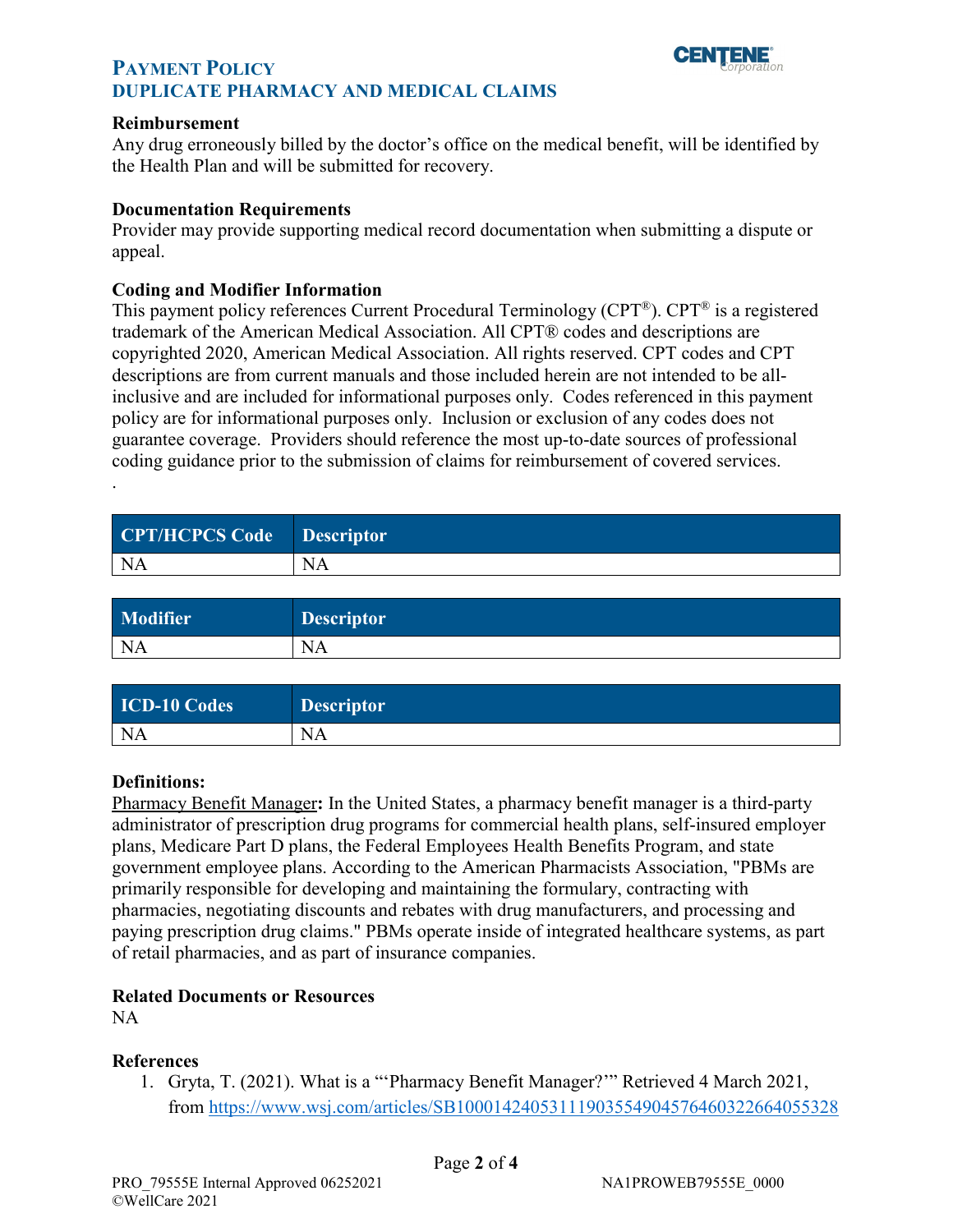**Reimbursement**

Any drug erroneously billed by the doctor's office on the medical benefit, will be identified by the Health Plan and will be submitted for recovery.

**Documentation Requirements**

Provider may provide supporting medical record documentation when submitting a dispute or appeal.

**Coding and Modifier Information**

This payment policy references Current Procedural Terminology (CPT®). CPT® is a registered trademark of the American Medical Association. All CPT® codes and descriptions are copyrighted 2020, American Medical Association. All rights reserved. CPT codes and CPT descriptions are from current manuals and those included herein are not intended to be all-inclusive and are included for informational purposes only. Codes referenced in this payment policy are for informational purposes only. Inclusion or exclusion of any codes does not guarantee coverage. Providers should reference the most up-to-date sources of professional coding guidance prior to the submission of claims for reimbursement of covered services.

.

| CPT/HCPCS Code | Descriptor |
|---|---|
| NA | NA |

| Modifier | Descriptor |
|---|---|
| NA | NA |

| ICD-10 Codes | Descriptor |
|---|---|
| NA | NA |

**Definitions:**

Pharmacy Benefit Manager**:** In the United States, a pharmacy benefit manager is a third-party administrator of prescription drug programs for commercial health plans, self-insured employer plans, Medicare Part D plans, the Federal Employees Health Benefits Program, and state government employee plans. According to the American Pharmacists Association, "PBMs are primarily responsible for developing and maintaining the formulary, contracting with pharmacies, negotiating discounts and rebates with drug manufacturers, and processing and paying prescription drug claims." PBMs operate inside of integrated healthcare systems, as part of retail pharmacies, and as part of insurance companies.

**Related Documents or Resources**

NA

**References**

1. Gryta, T. (2021). What is a "'Pharmacy Benefit Manager?'" Retrieved 4 March 2021, from https://www.wsj.com/articles/SB10001424053111903554904576460322664055328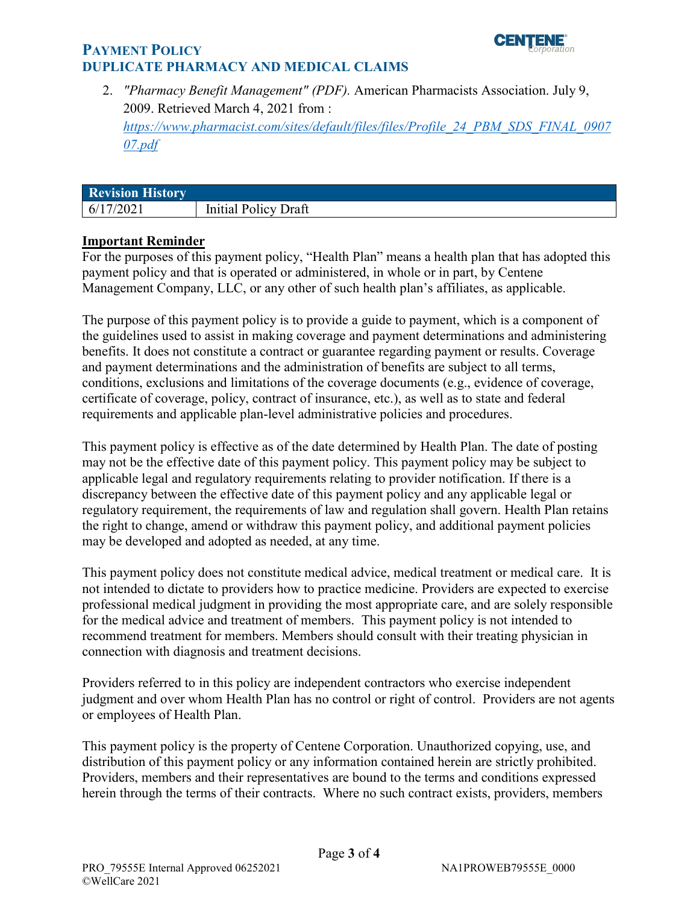2. *"Pharmacy Benefit Management" (PDF).* American Pharmacists Association. July 9, 2009. Retrieved March 4, 2021 from : https://www.pharmacist.com/sites/default/files/files/Profile_24_PBM_SDS_FINAL_090707.pdf

| Revision History | |
|---|---|
| 6/17/2021 | Initial Policy Draft |

**Important Reminder**

For the purposes of this payment policy, "Health Plan" means a health plan that has adopted this payment policy and that is operated or administered, in whole or in part, by Centene Management Company, LLC, or any other of such health plan's affiliates, as applicable.

The purpose of this payment policy is to provide a guide to payment, which is a component of the guidelines used to assist in making coverage and payment determinations and administering benefits. It does not constitute a contract or guarantee regarding payment or results. Coverage and payment determinations and the administration of benefits are subject to all terms, conditions, exclusions and limitations of the coverage documents (e.g., evidence of coverage, certificate of coverage, policy, contract of insurance, etc.), as well as to state and federal requirements and applicable plan-level administrative policies and procedures.

This payment policy is effective as of the date determined by Health Plan. The date of posting may not be the effective date of this payment policy. This payment policy may be subject to applicable legal and regulatory requirements relating to provider notification. If there is a discrepancy between the effective date of this payment policy and any applicable legal or regulatory requirement, the requirements of law and regulation shall govern. Health Plan retains the right to change, amend or withdraw this payment policy, and additional payment policies may be developed and adopted as needed, at any time.

This payment policy does not constitute medical advice, medical treatment or medical care. It is not intended to dictate to providers how to practice medicine. Providers are expected to exercise professional medical judgment in providing the most appropriate care, and are solely responsible for the medical advice and treatment of members. This payment policy is not intended to recommend treatment for members. Members should consult with their treating physician in connection with diagnosis and treatment decisions.

Providers referred to in this policy are independent contractors who exercise independent judgment and over whom Health Plan has no control or right of control. Providers are not agents or employees of Health Plan.

This payment policy is the property of Centene Corporation. Unauthorized copying, use, and distribution of this payment policy or any information contained herein are strictly prohibited. Providers, members and their representatives are bound to the terms and conditions expressed herein through the terms of their contracts. Where no such contract exists, providers, members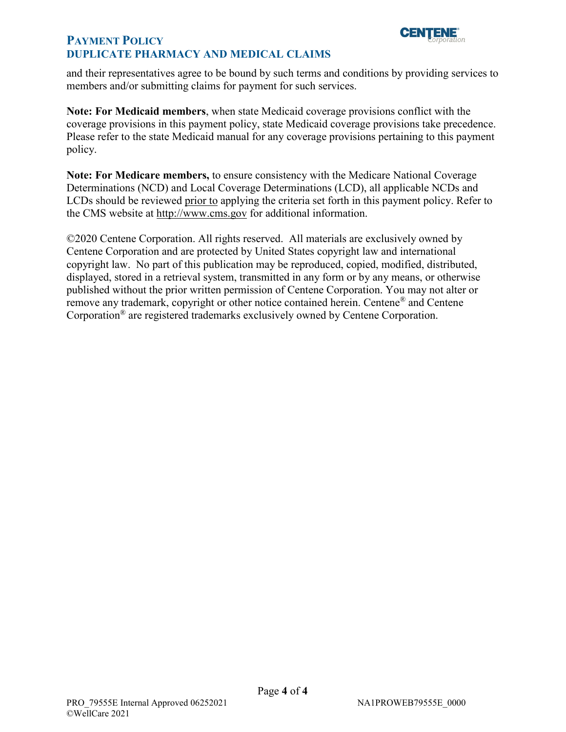and their representatives agree to be bound by such terms and conditions by providing services to members and/or submitting claims for payment for such services.

**Note: For Medicaid members**, when state Medicaid coverage provisions conflict with the coverage provisions in this payment policy, state Medicaid coverage provisions take precedence. Please refer to the state Medicaid manual for any coverage provisions pertaining to this payment policy.

**Note: For Medicare members,** to ensure consistency with the Medicare National Coverage Determinations (NCD) and Local Coverage Determinations (LCD), all applicable NCDs and LCDs should be reviewed prior to applying the criteria set forth in this payment policy. Refer to the CMS website at http://www.cms.gov for additional information.

©2020 Centene Corporation. All rights reserved. All materials are exclusively owned by Centene Corporation and are protected by United States copyright law and international copyright law. No part of this publication may be reproduced, copied, modified, distributed, displayed, stored in a retrieval system, transmitted in any form or by any means, or otherwise published without the prior written permission of Centene Corporation. You may not alter or remove any trademark, copyright or other notice contained herein. Centene® and Centene Corporation® are registered trademarks exclusively owned by Centene Corporation.